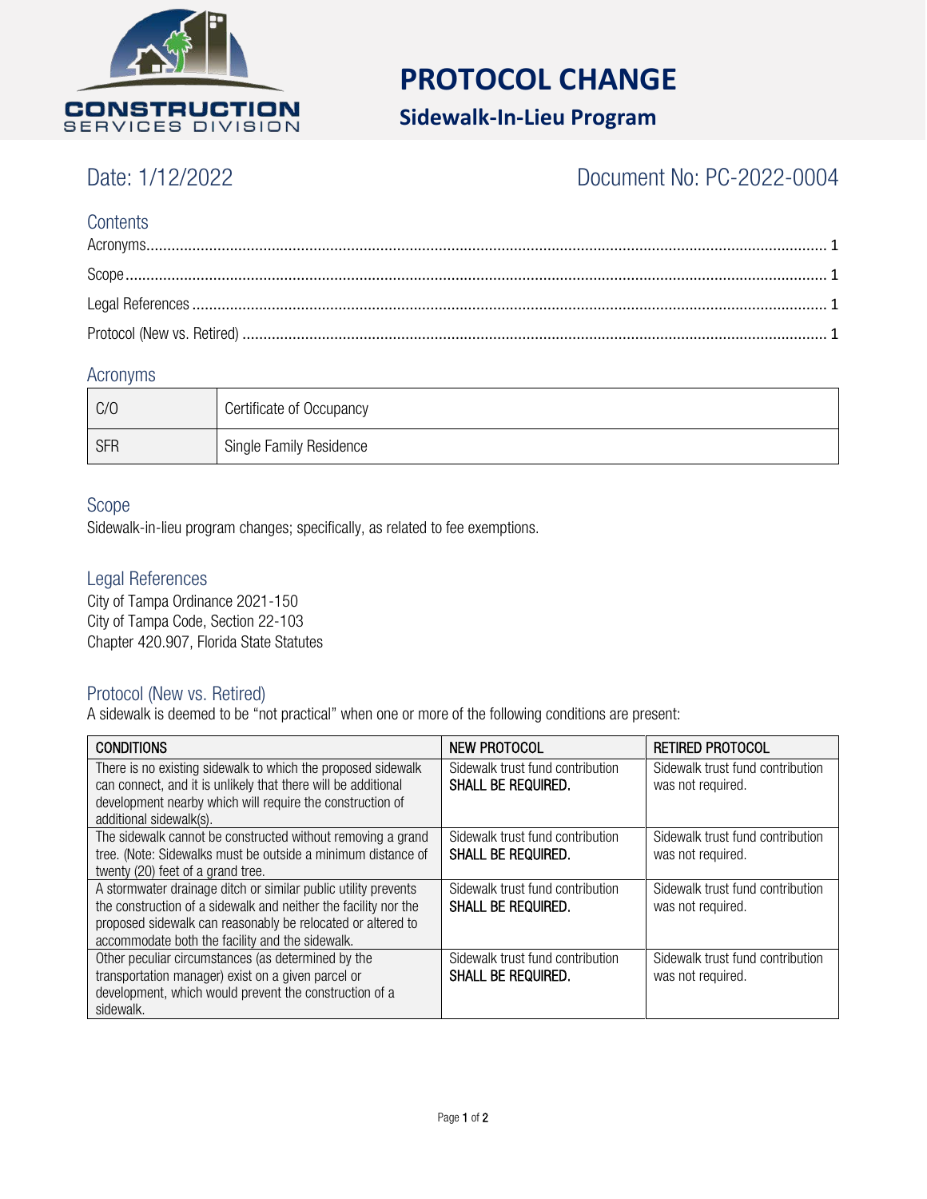CONSTRUCTION SERVICES DIVISION

# PROTOCOL CHANGE

## Sidewalk-In-Lieu Program

Date: 1/12/2022

Document No: PC-2022-0004

## Contents

Acronyms........................................................................................................................................................ 1

Scope............................................................................................................................................................ 1

Legal References .......................................................................................................................................... 1

Protocol (New vs. Retired) ............................................................................................................................ 1

## Acronyms

| | |
|---|---|
| C/O | Certificate of Occupancy |
| SFR | Single Family Residence |

## Scope

Sidewalk-in-lieu program changes; specifically, as related to fee exemptions.

## Legal References

City of Tampa Ordinance 2021-150
City of Tampa Code, Section 22-103
Chapter 420.907, Florida State Statutes

## Protocol (New vs. Retired)

A sidewalk is deemed to be "not practical" when one or more of the following conditions are present:

| CONDITIONS | NEW PROTOCOL | RETIRED PROTOCOL |
|---|---|---|
| There is no existing sidewalk to which the proposed sidewalk can connect, and it is unlikely that there will be additional development nearby which will require the construction of additional sidewalk(s). | Sidewalk trust fund contribution SHALL BE REQUIRED. | Sidewalk trust fund contribution was not required. |
| The sidewalk cannot be constructed without removing a grand tree. (Note: Sidewalks must be outside a minimum distance of twenty (20) feet of a grand tree. | Sidewalk trust fund contribution SHALL BE REQUIRED. | Sidewalk trust fund contribution was not required. |
| A stormwater drainage ditch or similar public utility prevents the construction of a sidewalk and neither the facility nor the proposed sidewalk can reasonably be relocated or altered to accommodate both the facility and the sidewalk. | Sidewalk trust fund contribution SHALL BE REQUIRED. | Sidewalk trust fund contribution was not required. |
| Other peculiar circumstances (as determined by the transportation manager) exist on a given parcel or development, which would prevent the construction of a sidewalk. | Sidewalk trust fund contribution SHALL BE REQUIRED. | Sidewalk trust fund contribution was not required. |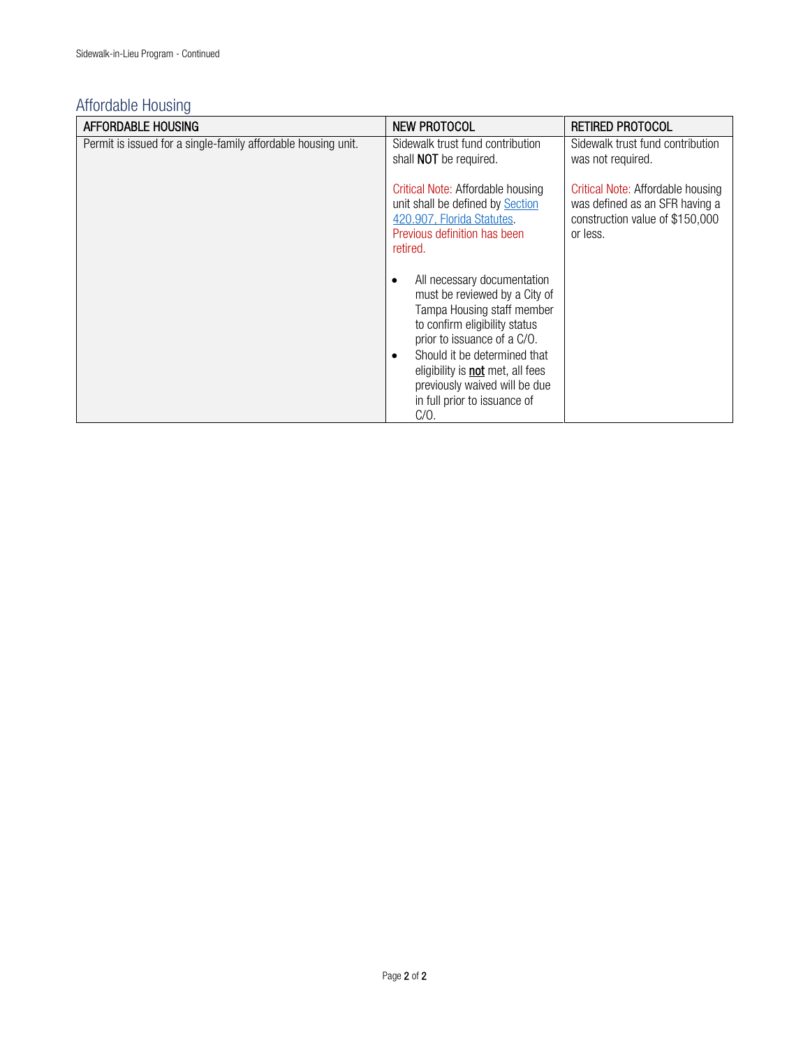## Affordable Housing

| AFFORDABLE HOUSING | NEW PROTOCOL | RETIRED PROTOCOL |
|---|---|---|
| Permit is issued for a single-family affordable housing unit. | Sidewalk trust fund contribution shall **NOT** be required.<br><br>Critical Note: Affordable housing unit shall be defined by Section 420.907, Florida Statutes. Previous definition has been retired.<br><br>• All necessary documentation must be reviewed by a City of Tampa Housing staff member to confirm eligibility status prior to issuance of a C/O.<br>• Should it be determined that eligibility is **not** met, all fees previously waived will be due in full prior to issuance of C/O. | Sidewalk trust fund contribution was not required.<br><br>Critical Note: Affordable housing was defined as an SFR having a construction value of $150,000 or less. |